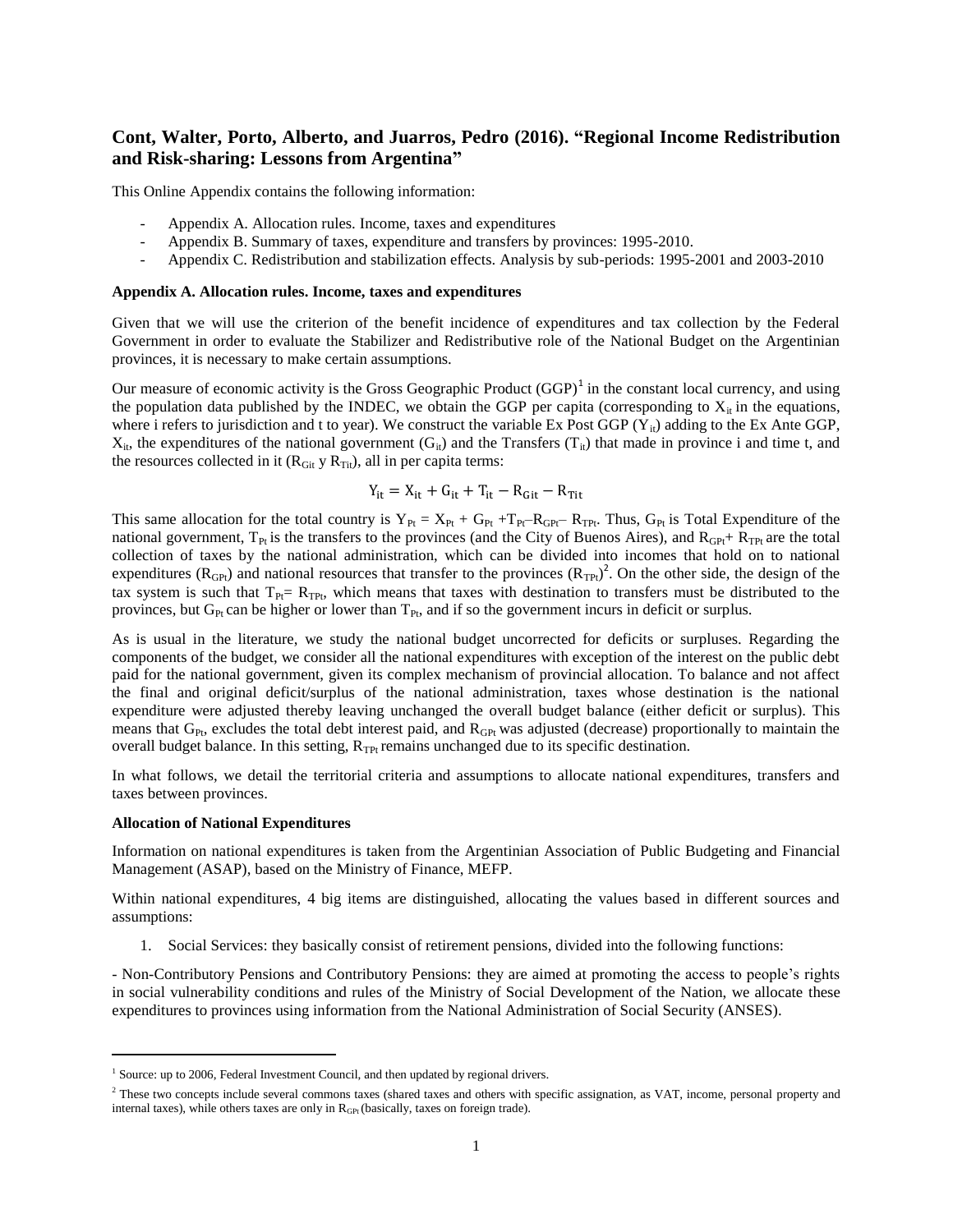## Cont, Walter, Porto, Alberto, and Juarros, Pedro (2016). "Regional Income Redistribution and Risk-sharing: Lessons from Argentina"

This Online Appendix contains the following information:

- Appendix A. Allocation rules. Income, taxes and expenditures
- Appendix B. Summary of taxes, expenditure and transfers by provinces: 1995-2010.
- Appendix C. Redistribution and stabilization effects. Analysis by sub-periods: 1995-2001 and 2003-2010

**Appendix A. Allocation rules. Income, taxes and expenditures**

Given that we will use the criterion of the benefit incidence of expenditures and tax collection by the Federal Government in order to evaluate the Stabilizer and Redistributive role of the National Budget on the Argentinian provinces, it is necessary to make certain assumptions.

Our measure of economic activity is the Gross Geographic Product (GGP)[1] in the constant local currency, and using the population data published by the INDEC, we obtain the GGP per capita (corresponding to $X_{it}$ in the equations, where i refers to jurisdiction and t to year). We construct the variable Ex Post GGP ($Y_{it}$) adding to the Ex Ante GGP, $X_{it}$, the expenditures of the national government ($G_{it}$) and the Transfers ($T_{it}$) that made in province i and time t, and the resources collected in it ($R_{Git}$ y $R_{Tit}$), all in per capita terms:

$$Y_{it} = X_{it} + G_{it} + T_{it} - R_{Git} - R_{Tit}$$

This same allocation for the total country is $Y_{Pt} = X_{Pt} + G_{Pt} + T_{Pt} - R_{GPt} - R_{TPt}$. Thus, $G_{Pt}$ is Total Expenditure of the national government, $T_{Pt}$ is the transfers to the provinces (and the City of Buenos Aires), and $R_{GPt} + R_{TPt}$ are the total collection of taxes by the national administration, which can be divided into incomes that hold on to national expenditures ($R_{GPt}$) and national resources that transfer to the provinces ($R_{TPt}$)[2]. On the other side, the design of the tax system is such that $T_{Pt} = R_{TPt}$, which means that taxes with destination to transfers must be distributed to the provinces, but $G_{Pt}$ can be higher or lower than $T_{Pt}$, and if so the government incurs in deficit or surplus.

As is usual in the literature, we study the national budget uncorrected for deficits or surpluses. Regarding the components of the budget, we consider all the national expenditures with exception of the interest on the public debt paid for the national government, given its complex mechanism of provincial allocation. To balance and not affect the final and original deficit/surplus of the national administration, taxes whose destination is the national expenditure were adjusted thereby leaving unchanged the overall budget balance (either deficit or surplus). This means that $G_{Pt}$, excludes the total debt interest paid, and $R_{GPt}$ was adjusted (decrease) proportionally to maintain the overall budget balance. In this setting, $R_{TPt}$ remains unchanged due to its specific destination.

In what follows, we detail the territorial criteria and assumptions to allocate national expenditures, transfers and taxes between provinces.

**Allocation of National Expenditures**

Information on national expenditures is taken from the Argentinian Association of Public Budgeting and Financial Management (ASAP), based on the Ministry of Finance, MEFP.

Within national expenditures, 4 big items are distinguished, allocating the values based in different sources and assumptions:

1. Social Services: they basically consist of retirement pensions, divided into the following functions:

- Non-Contributory Pensions and Contributory Pensions: they are aimed at promoting the access to people's rights in social vulnerability conditions and rules of the Ministry of Social Development of the Nation, we allocate these expenditures to provinces using information from the National Administration of Social Security (ANSES).

---

[1] Source: up to 2006, Federal Investment Council, and then updated by regional drivers.

[2] These two concepts include several commons taxes (shared taxes and others with specific assignation, as VAT, income, personal property and internal taxes), while others taxes are only in $R_{GPt}$ (basically, taxes on foreign trade).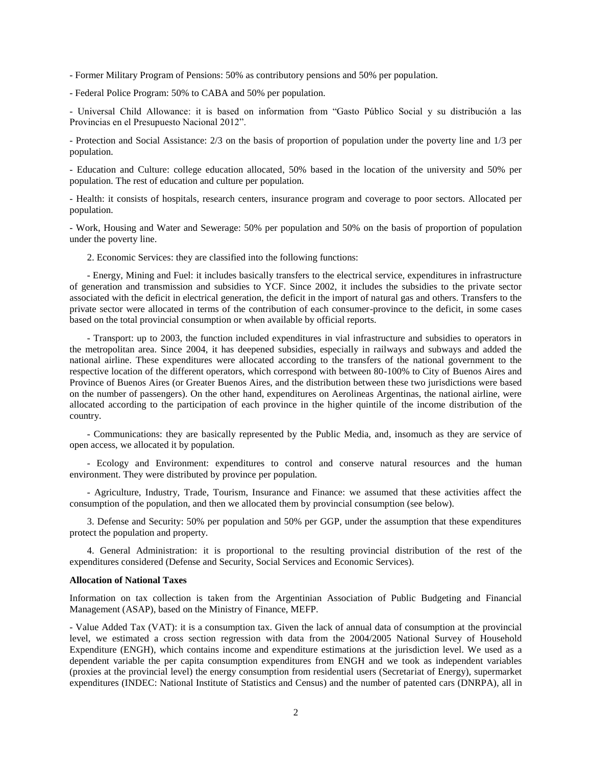- Former Military Program of Pensions: 50% as contributory pensions and 50% per population.

- Federal Police Program: 50% to CABA and 50% per population.

- Universal Child Allowance: it is based on information from "Gasto Público Social y su distribución a las Provincias en el Presupuesto Nacional 2012".

- Protection and Social Assistance: 2/3 on the basis of proportion of population under the poverty line and 1/3 per population.

- Education and Culture: college education allocated, 50% based in the location of the university and 50% per population. The rest of education and culture per population.

- Health: it consists of hospitals, research centers, insurance program and coverage to poor sectors. Allocated per population.

- Work, Housing and Water and Sewerage: 50% per population and 50% on the basis of proportion of population under the poverty line.

2. Economic Services: they are classified into the following functions:

- Energy, Mining and Fuel: it includes basically transfers to the electrical service, expenditures in infrastructure of generation and transmission and subsidies to YCF. Since 2002, it includes the subsidies to the private sector associated with the deficit in electrical generation, the deficit in the import of natural gas and others. Transfers to the private sector were allocated in terms of the contribution of each consumer-province to the deficit, in some cases based on the total provincial consumption or when available by official reports.

- Transport: up to 2003, the function included expenditures in vial infrastructure and subsidies to operators in the metropolitan area. Since 2004, it has deepened subsidies, especially in railways and subways and added the national airline. These expenditures were allocated according to the transfers of the national government to the respective location of the different operators, which correspond with between 80-100% to City of Buenos Aires and Province of Buenos Aires (or Greater Buenos Aires, and the distribution between these two jurisdictions were based on the number of passengers). On the other hand, expenditures on Aerolineas Argentinas, the national airline, were allocated according to the participation of each province in the higher quintile of the income distribution of the country.

- Communications: they are basically represented by the Public Media, and, insomuch as they are service of open access, we allocated it by population.

- Ecology and Environment: expenditures to control and conserve natural resources and the human environment. They were distributed by province per population.

- Agriculture, Industry, Trade, Tourism, Insurance and Finance: we assumed that these activities affect the consumption of the population, and then we allocated them by provincial consumption (see below).

3. Defense and Security: 50% per population and 50% per GGP, under the assumption that these expenditures protect the population and property.

4. General Administration: it is proportional to the resulting provincial distribution of the rest of the expenditures considered (Defense and Security, Social Services and Economic Services).

**Allocation of National Taxes**

Information on tax collection is taken from the Argentinian Association of Public Budgeting and Financial Management (ASAP), based on the Ministry of Finance, MEFP.

- Value Added Tax (VAT): it is a consumption tax. Given the lack of annual data of consumption at the provincial level, we estimated a cross section regression with data from the 2004/2005 National Survey of Household Expenditure (ENGH), which contains income and expenditure estimations at the jurisdiction level. We used as a dependent variable the per capita consumption expenditures from ENGH and we took as independent variables (proxies at the provincial level) the energy consumption from residential users (Secretariat of Energy), supermarket expenditures (INDEC: National Institute of Statistics and Census) and the number of patented cars (DNRPA), all in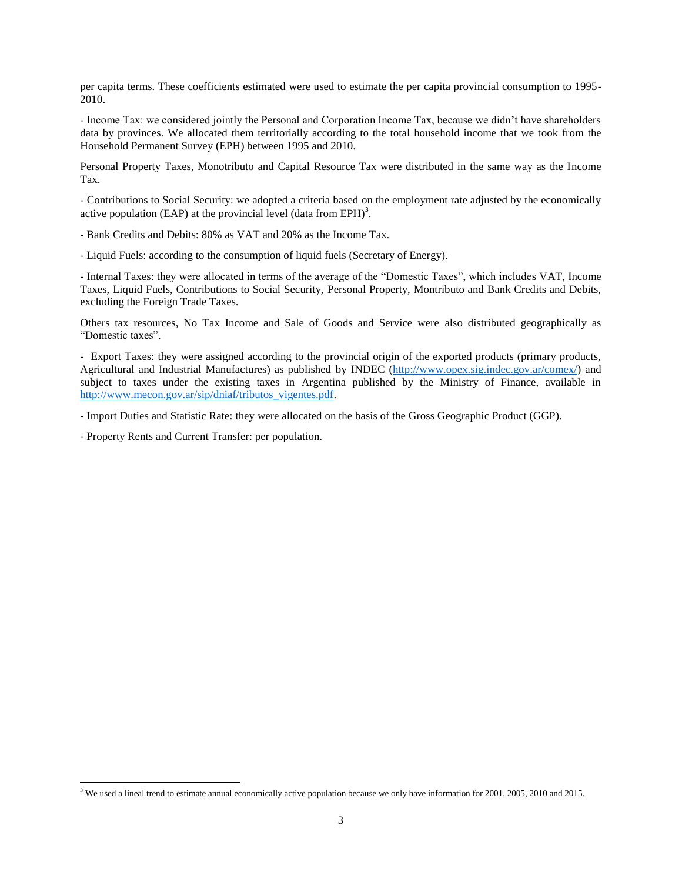per capita terms. These coefficients estimated were used to estimate the per capita provincial consumption to 1995-2010.

- Income Tax: we considered jointly the Personal and Corporation Income Tax, because we didn't have shareholders data by provinces. We allocated them territorially according to the total household income that we took from the Household Permanent Survey (EPH) between 1995 and 2010.

Personal Property Taxes, Monotributo and Capital Resource Tax were distributed in the same way as the Income Tax.

- Contributions to Social Security: we adopted a criteria based on the employment rate adjusted by the economically active population (EAP) at the provincial level (data from EPH)[3].

- Bank Credits and Debits: 80% as VAT and 20% as the Income Tax.

- Liquid Fuels: according to the consumption of liquid fuels (Secretary of Energy).

- Internal Taxes: they were allocated in terms of the average of the "Domestic Taxes", which includes VAT, Income Taxes, Liquid Fuels, Contributions to Social Security, Personal Property, Montributo and Bank Credits and Debits, excluding the Foreign Trade Taxes.

Others tax resources, No Tax Income and Sale of Goods and Service were also distributed geographically as "Domestic taxes".

- Export Taxes: they were assigned according to the provincial origin of the exported products (primary products, Agricultural and Industrial Manufactures) as published by INDEC (http://www.opex.sig.indec.gov.ar/comex/) and subject to taxes under the existing taxes in Argentina published by the Ministry of Finance, available in http://www.mecon.gov.ar/sip/dniaf/tributos_vigentes.pdf.

- Import Duties and Statistic Rate: they were allocated on the basis of the Gross Geographic Product (GGP).

- Property Rents and Current Transfer: per population.

[3] We used a lineal trend to estimate annual economically active population because we only have information for 2001, 2005, 2010 and 2015.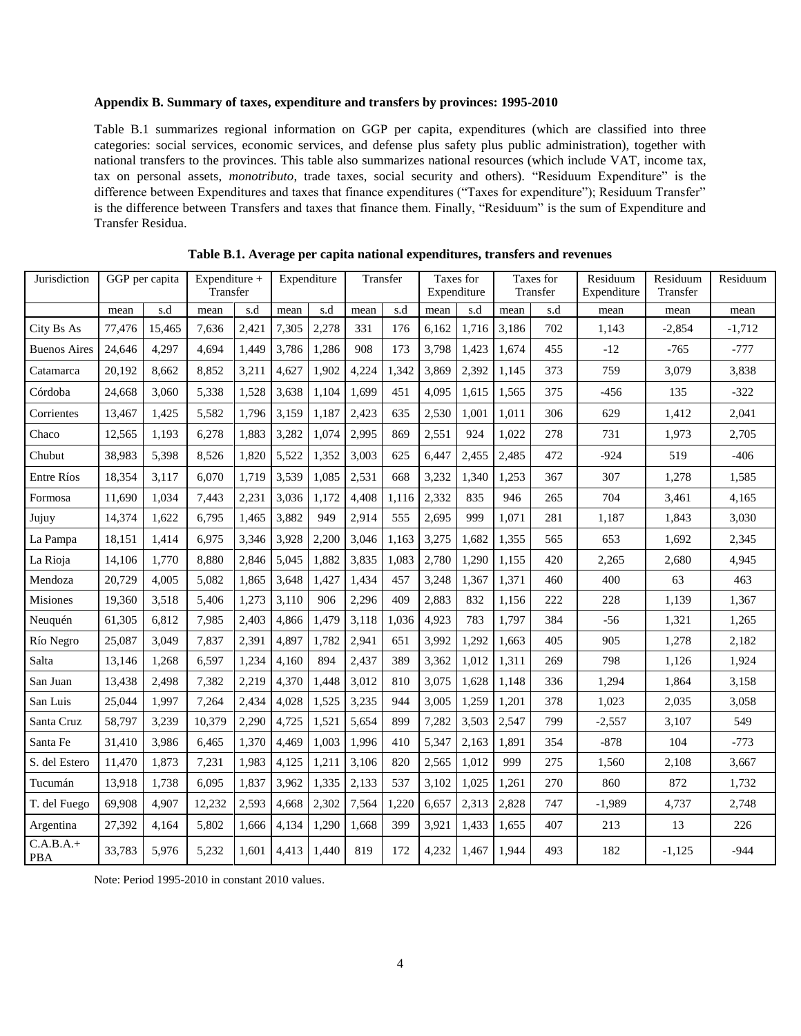#### Appendix B. Summary of taxes, expenditure and transfers by provinces: 1995-2010

Table B.1 summarizes regional information on GGP per capita, expenditures (which are classified into three categories: social services, economic services, and defense plus safety plus public administration), together with national transfers to the provinces. This table also summarizes national resources (which include VAT, income tax, tax on personal assets, *monotributo*, trade taxes, social security and others). "Residuum Expenditure" is the difference between Expenditures and taxes that finance expenditures ("Taxes for expenditure"); Residuum Transfer" is the difference between Transfers and taxes that finance them. Finally, "Residuum" is the sum of Expenditure and Transfer Residua.

**Table B.1. Average per capita national expenditures, transfers and revenues**

| Jurisdiction | GGP per capita | | Expenditure + Transfer | | Expenditure | | Transfer | | Taxes for Expenditure | | Taxes for Transfer | | Residuum Expenditure | Residuum Transfer | Residuum |
|---|---|---|---|---|---|---|---|---|---|---|---|---|---|---|---|
| | mean | s.d | mean | s.d | mean | s.d | mean | s.d | mean | s.d | mean | s.d | mean | mean | mean |
| City Bs As | 77,476 | 15,465 | 7,636 | 2,421 | 7,305 | 2,278 | 331 | 176 | 6,162 | 1,716 | 3,186 | 702 | 1,143 | -2,854 | -1,712 |
| Buenos Aires | 24,646 | 4,297 | 4,694 | 1,449 | 3,786 | 1,286 | 908 | 173 | 3,798 | 1,423 | 1,674 | 455 | -12 | -765 | -777 |
| Catamarca | 20,192 | 8,662 | 8,852 | 3,211 | 4,627 | 1,902 | 4,224 | 1,342 | 3,869 | 2,392 | 1,145 | 373 | 759 | 3,079 | 3,838 |
| Córdoba | 24,668 | 3,060 | 5,338 | 1,528 | 3,638 | 1,104 | 1,699 | 451 | 4,095 | 1,615 | 1,565 | 375 | -456 | 135 | -322 |
| Corrientes | 13,467 | 1,425 | 5,582 | 1,796 | 3,159 | 1,187 | 2,423 | 635 | 2,530 | 1,001 | 1,011 | 306 | 629 | 1,412 | 2,041 |
| Chaco | 12,565 | 1,193 | 6,278 | 1,883 | 3,282 | 1,074 | 2,995 | 869 | 2,551 | 924 | 1,022 | 278 | 731 | 1,973 | 2,705 |
| Chubut | 38,983 | 5,398 | 8,526 | 1,820 | 5,522 | 1,352 | 3,003 | 625 | 6,447 | 2,455 | 2,485 | 472 | -924 | 519 | -406 |
| Entre Ríos | 18,354 | 3,117 | 6,070 | 1,719 | 3,539 | 1,085 | 2,531 | 668 | 3,232 | 1,340 | 1,253 | 367 | 307 | 1,278 | 1,585 |
| Formosa | 11,690 | 1,034 | 7,443 | 2,231 | 3,036 | 1,172 | 4,408 | 1,116 | 2,332 | 835 | 946 | 265 | 704 | 3,461 | 4,165 |
| Jujuy | 14,374 | 1,622 | 6,795 | 1,465 | 3,882 | 949 | 2,914 | 555 | 2,695 | 999 | 1,071 | 281 | 1,187 | 1,843 | 3,030 |
| La Pampa | 18,151 | 1,414 | 6,975 | 3,346 | 3,928 | 2,200 | 3,046 | 1,163 | 3,275 | 1,682 | 1,355 | 565 | 653 | 1,692 | 2,345 |
| La Rioja | 14,106 | 1,770 | 8,880 | 2,846 | 5,045 | 1,882 | 3,835 | 1,083 | 2,780 | 1,290 | 1,155 | 420 | 2,265 | 2,680 | 4,945 |
| Mendoza | 20,729 | 4,005 | 5,082 | 1,865 | 3,648 | 1,427 | 1,434 | 457 | 3,248 | 1,367 | 1,371 | 460 | 400 | 63 | 463 |
| Misiones | 19,360 | 3,518 | 5,406 | 1,273 | 3,110 | 906 | 2,296 | 409 | 2,883 | 832 | 1,156 | 222 | 228 | 1,139 | 1,367 |
| Neuquén | 61,305 | 6,812 | 7,985 | 2,403 | 4,866 | 1,479 | 3,118 | 1,036 | 4,923 | 783 | 1,797 | 384 | -56 | 1,321 | 1,265 |
| Río Negro | 25,087 | 3,049 | 7,837 | 2,391 | 4,897 | 1,782 | 2,941 | 651 | 3,992 | 1,292 | 1,663 | 405 | 905 | 1,278 | 2,182 |
| Salta | 13,146 | 1,268 | 6,597 | 1,234 | 4,160 | 894 | 2,437 | 389 | 3,362 | 1,012 | 1,311 | 269 | 798 | 1,126 | 1,924 |
| San Juan | 13,438 | 2,498 | 7,382 | 2,219 | 4,370 | 1,448 | 3,012 | 810 | 3,075 | 1,628 | 1,148 | 336 | 1,294 | 1,864 | 3,158 |
| San Luis | 25,044 | 1,997 | 7,264 | 2,434 | 4,028 | 1,525 | 3,235 | 944 | 3,005 | 1,259 | 1,201 | 378 | 1,023 | 2,035 | 3,058 |
| Santa Cruz | 58,797 | 3,239 | 10,379 | 2,290 | 4,725 | 1,521 | 5,654 | 899 | 7,282 | 3,503 | 2,547 | 799 | -2,557 | 3,107 | 549 |
| Santa Fe | 31,410 | 3,986 | 6,465 | 1,370 | 4,469 | 1,003 | 1,996 | 410 | 5,347 | 2,163 | 1,891 | 354 | -878 | 104 | -773 |
| S. del Estero | 11,470 | 1,873 | 7,231 | 1,983 | 4,125 | 1,211 | 3,106 | 820 | 2,565 | 1,012 | 999 | 275 | 1,560 | 2,108 | 3,667 |
| Tucumán | 13,918 | 1,738 | 6,095 | 1,837 | 3,962 | 1,335 | 2,133 | 537 | 3,102 | 1,025 | 1,261 | 270 | 860 | 872 | 1,732 |
| T. del Fuego | 69,908 | 4,907 | 12,232 | 2,593 | 4,668 | 2,302 | 7,564 | 1,220 | 6,657 | 2,313 | 2,828 | 747 | -1,989 | 4,737 | 2,748 |
| Argentina | 27,392 | 4,164 | 5,802 | 1,666 | 4,134 | 1,290 | 1,668 | 399 | 3,921 | 1,433 | 1,655 | 407 | 213 | 13 | 226 |
| C.A.B.A.+ PBA | 33,783 | 5,976 | 5,232 | 1,601 | 4,413 | 1,440 | 819 | 172 | 4,232 | 1,467 | 1,944 | 493 | 182 | -1,125 | -944 |

Note: Period 1995-2010 in constant 2010 values.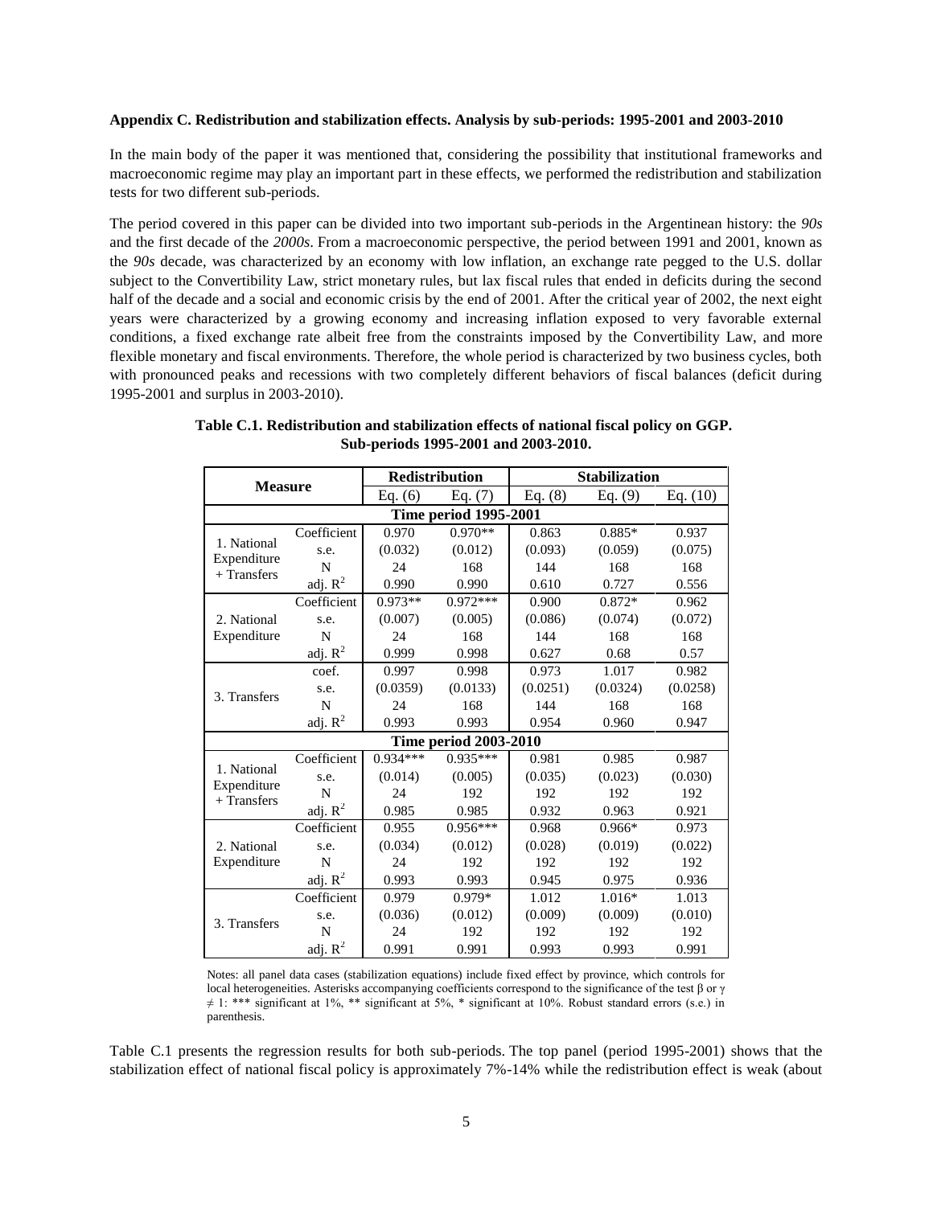**Appendix C. Redistribution and stabilization effects. Analysis by sub-periods: 1995-2001 and 2003-2010**

In the main body of the paper it was mentioned that, considering the possibility that institutional frameworks and macroeconomic regime may play an important part in these effects, we performed the redistribution and stabilization tests for two different sub-periods.

The period covered in this paper can be divided into two important sub-periods in the Argentinean history: the *90s* and the first decade of the *2000s*. From a macroeconomic perspective, the period between 1991 and 2001, known as the *90s* decade, was characterized by an economy with low inflation, an exchange rate pegged to the U.S. dollar subject to the Convertibility Law, strict monetary rules, but lax fiscal rules that ended in deficits during the second half of the decade and a social and economic crisis by the end of 2001. After the critical year of 2002, the next eight years were characterized by a growing economy and increasing inflation exposed to very favorable external conditions, a fixed exchange rate albeit free from the constraints imposed by the Convertibility Law, and more flexible monetary and fiscal environments. Therefore, the whole period is characterized by two business cycles, both with pronounced peaks and recessions with two completely different behaviors of fiscal balances (deficit during 1995-2001 and surplus in 2003-2010).

**Table C.1. Redistribution and stabilization effects of national fiscal policy on GGP. Sub-periods 1995-2001 and 2003-2010.**

| Measure | | Redistribution | | Stabilization | | |
|---|---|---|---|---|---|---|
| | | Eq. (6) | Eq. (7) | Eq. (8) | Eq. (9) | Eq. (10) |
| **Time period 1995-2001** | | | | | | |
| 1. National Expenditure + Transfers | Coefficient | 0.970 | 0.970** | 0.863 | 0.885* | 0.937 |
| | s.e. | (0.032) | (0.012) | (0.093) | (0.059) | (0.075) |
| | N | 24 | 168 | 144 | 168 | 168 |
| | adj. $R^2$ | 0.990 | 0.990 | 0.610 | 0.727 | 0.556 |
| 2. National Expenditure | Coefficient | 0.973** | 0.972*** | 0.900 | 0.872* | 0.962 |
| | s.e. | (0.007) | (0.005) | (0.086) | (0.074) | (0.072) |
| | N | 24 | 168 | 144 | 168 | 168 |
| | adj. $R^2$ | 0.999 | 0.998 | 0.627 | 0.68 | 0.57 |
| 3. Transfers | coef. | 0.997 | 0.998 | 0.973 | 1.017 | 0.982 |
| | s.e. | (0.0359) | (0.0133) | (0.0251) | (0.0324) | (0.0258) |
| | N | 24 | 168 | 144 | 168 | 168 |
| | adj. $R^2$ | 0.993 | 0.993 | 0.954 | 0.960 | 0.947 |
| **Time period 2003-2010** | | | | | | |
| 1. National Expenditure + Transfers | Coefficient | 0.934*** | 0.935*** | 0.981 | 0.985 | 0.987 |
| | s.e. | (0.014) | (0.005) | (0.035) | (0.023) | (0.030) |
| | N | 24 | 192 | 192 | 192 | 192 |
| | adj. $R^2$ | 0.985 | 0.985 | 0.932 | 0.963 | 0.921 |
| 2. National Expenditure | Coefficient | 0.955 | 0.956*** | 0.968 | 0.966* | 0.973 |
| | s.e. | (0.034) | (0.012) | (0.028) | (0.019) | (0.022) |
| | N | 24 | 192 | 192 | 192 | 192 |
| | adj. $R^2$ | 0.993 | 0.993 | 0.945 | 0.975 | 0.936 |
| 3. Transfers | Coefficient | 0.979 | 0.979* | 1.012 | 1.016* | 1.013 |
| | s.e. | (0.036) | (0.012) | (0.009) | (0.009) | (0.010) |
| | N | 24 | 192 | 192 | 192 | 192 |
| | adj. $R^2$ | 0.991 | 0.991 | 0.993 | 0.993 | 0.991 |

Notes: all panel data cases (stabilization equations) include fixed effect by province, which controls for local heterogeneities. Asterisks accompanying coefficients correspond to the significance of the test $\beta$ or $\gamma \neq 1$: *** significant at 1%, ** significant at 5%, * significant at 10%. Robust standard errors (s.e.) in parenthesis.

Table C.1 presents the regression results for both sub-periods. The top panel (period 1995-2001) shows that the stabilization effect of national fiscal policy is approximately 7%-14% while the redistribution effect is weak (about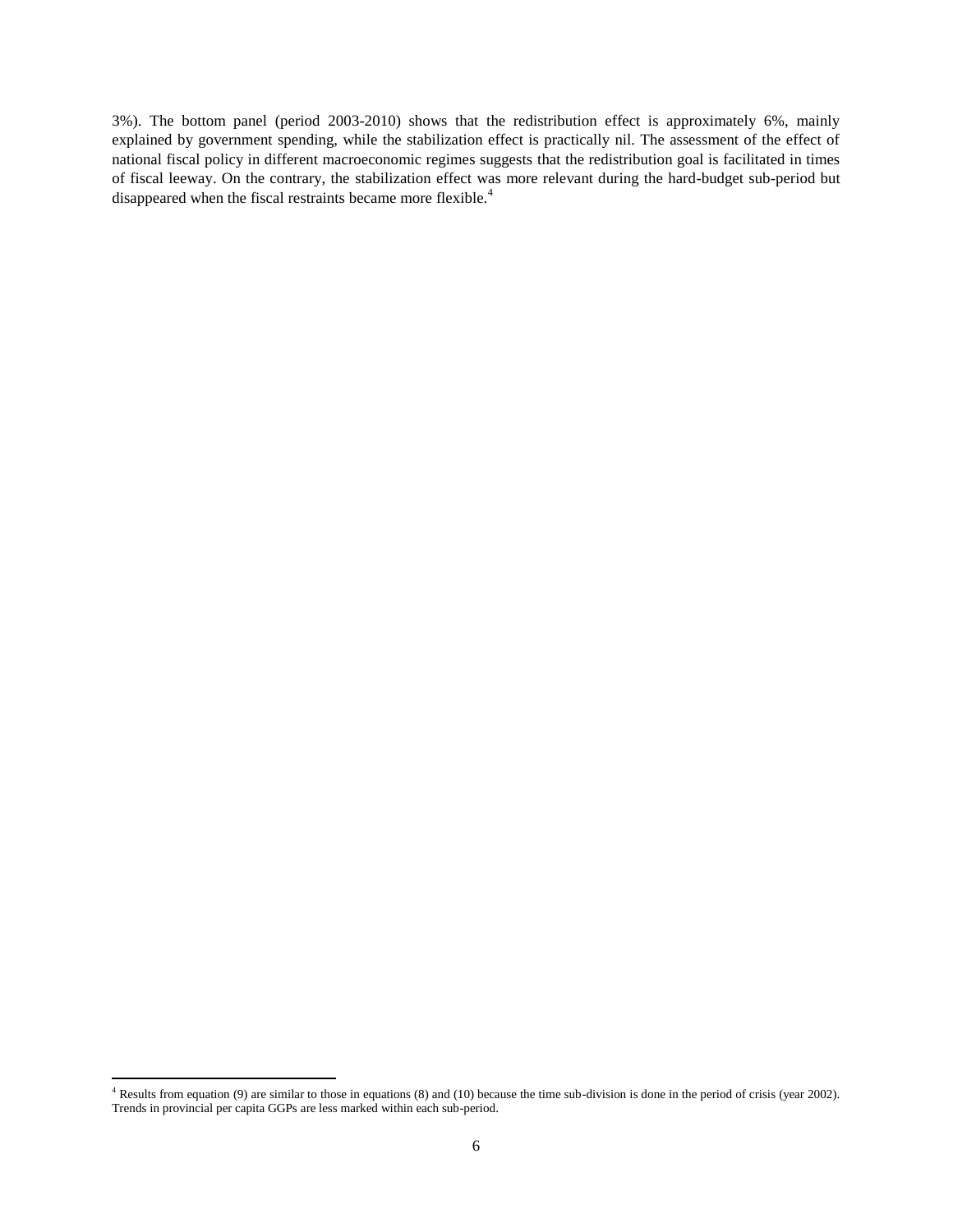3%). The bottom panel (period 2003-2010) shows that the redistribution effect is approximately 6%, mainly explained by government spending, while the stabilization effect is practically nil. The assessment of the effect of national fiscal policy in different macroeconomic regimes suggests that the redistribution goal is facilitated in times of fiscal leeway. On the contrary, the stabilization effect was more relevant during the hard-budget sub-period but disappeared when the fiscal restraints became more flexible.[4]

---

[4] Results from equation (9) are similar to those in equations (8) and (10) because the time sub-division is done in the period of crisis (year 2002). Trends in provincial per capita GGPs are less marked within each sub-period.